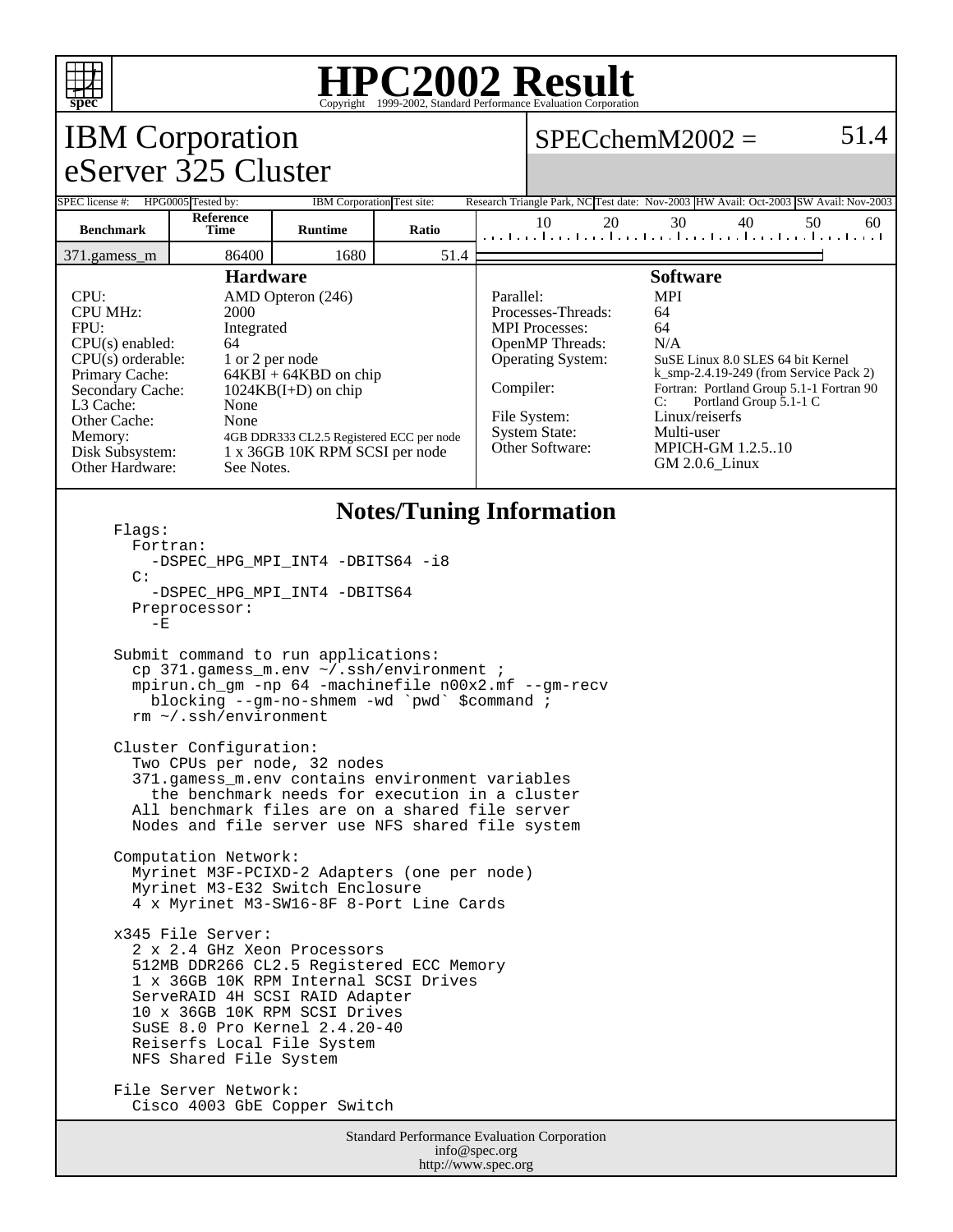# HPC2002 Result

Copyright 1999-2002, Standard Performance Evaluation Corporation

## IBM Corporation
## eServer 325 Cluster

SPECchemM2002 = 51.4

| SPEC license #: | HPG0005 | Tested by: | IBM Corporation | Test site: | Research Triangle Park, NC | Test date: | Nov-2003 | HW Avail: | Oct-2003 | SW Avail: | Nov-2003 |
|---|---|---|---|---|---|---|---|---|---|---|---|

| Benchmark | Reference Time | Runtime | Ratio |
|---|---|---|---|
| 371.gamess_m | 86400 | 1680 | 51.4 |

### Hardware

| | |
|---|---|
| CPU: | AMD Opteron (246) |
| CPU MHz: | 2000 |
| FPU: | Integrated |
| CPU(s) enabled: | 64 |
| CPU(s) orderable: | 1 or 2 per node |
| Primary Cache: | 64KBI + 64KBD on chip |
| Secondary Cache: | 1024KB(I+D) on chip |
| L3 Cache: | None |
| Other Cache: | None |
| Memory: | 4GB DDR333 CL2.5 Registered ECC per node |
| Disk Subsystem: | 1 x 36GB 10K RPM SCSI per node |
| Other Hardware: | See Notes. |

### Software

| | |
|---|---|
| Parallel: | MPI |
| Processes-Threads: | 64 |
| MPI Processes: | 64 |
| OpenMP Threads: | N/A |
| Operating System: | SuSE Linux 8.0 SLES 64 bit Kernel k_smp-2.4.19-249 (from Service Pack 2) |
| Compiler: | Fortran: Portland Group 5.1-1 Fortran 90<br>C: Portland Group 5.1-1 C |
| File System: | Linux/reiserfs |
| System State: | Multi-user |
| Other Software: | MPICH-GM 1.2.5..10<br>GM 2.0.6_Linux |

### Notes/Tuning Information

```
Flags:
  Fortran:
    -DSPEC_HPG_MPI_INT4 -DBITS64 -i8
  C:
    -DSPEC_HPG_MPI_INT4 -DBITS64
  Preprocessor:
    -E

Submit command to run applications:
  cp 371.gamess_m.env ~/.ssh/environment ;
  mpirun.ch_gm -np 64 -machinefile n00x2.mf --gm-recv
    blocking --gm-no-shmem -wd `pwd` $command ;
  rm ~/.ssh/environment

Cluster Configuration:
  Two CPUs per node, 32 nodes
  371.gamess_m.env contains environment variables
    the benchmark needs for execution in a cluster
  All benchmark files are on a shared file server
  Nodes and file server use NFS shared file system

Computation Network:
  Myrinet M3F-PCIXD-2 Adapters (one per node)
  Myrinet M3-E32 Switch Enclosure
  4 x Myrinet M3-SW16-8F 8-Port Line Cards

x345 File Server:
  2 x 2.4 GHz Xeon Processors
  512MB DDR266 CL2.5 Registered ECC Memory
  1 x 36GB 10K RPM Internal SCSI Drives
  ServeRAID 4H SCSI RAID Adapter
  10 x 36GB 10K RPM SCSI Drives
  SuSE 8.0 Pro Kernel 2.4.20-40
  Reiserfs Local File System
  NFS Shared File System

File Server Network:
  Cisco 4003 GbE Copper Switch
```

Standard Performance Evaluation Corporation
info@spec.org
http://www.spec.org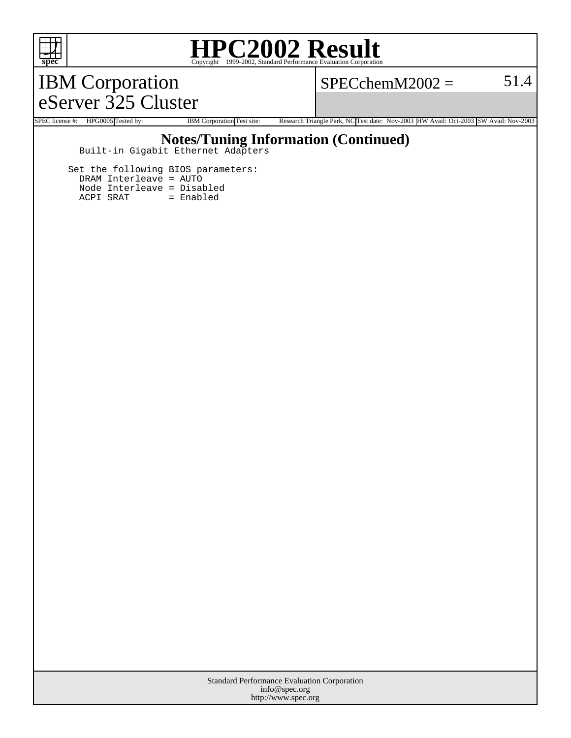# HPC2002 Result

Copyright 1999-2002, Standard Performance Evaluation Corporation

## IBM Corporation
## eServer 325 Cluster

SPECchemM2002 = 51.4

| SPEC license #: | HPG0005 | Tested by: | IBM Corporation | Test site: | Research Triangle Park, NC | Test date: | Nov-2003 | HW Avail: | Oct-2003 | SW Avail: | Nov-2003 |
|---|---|---|---|---|---|---|---|---|---|---|---|

### Notes/Tuning Information (Continued)

```
    Built-in Gigabit Ethernet Adapters

  Set the following BIOS parameters:
    DRAM Interleave = AUTO
    Node Interleave = Disabled
    ACPI SRAT       = Enabled
```

Standard Performance Evaluation Corporation
info@spec.org
http://www.spec.org